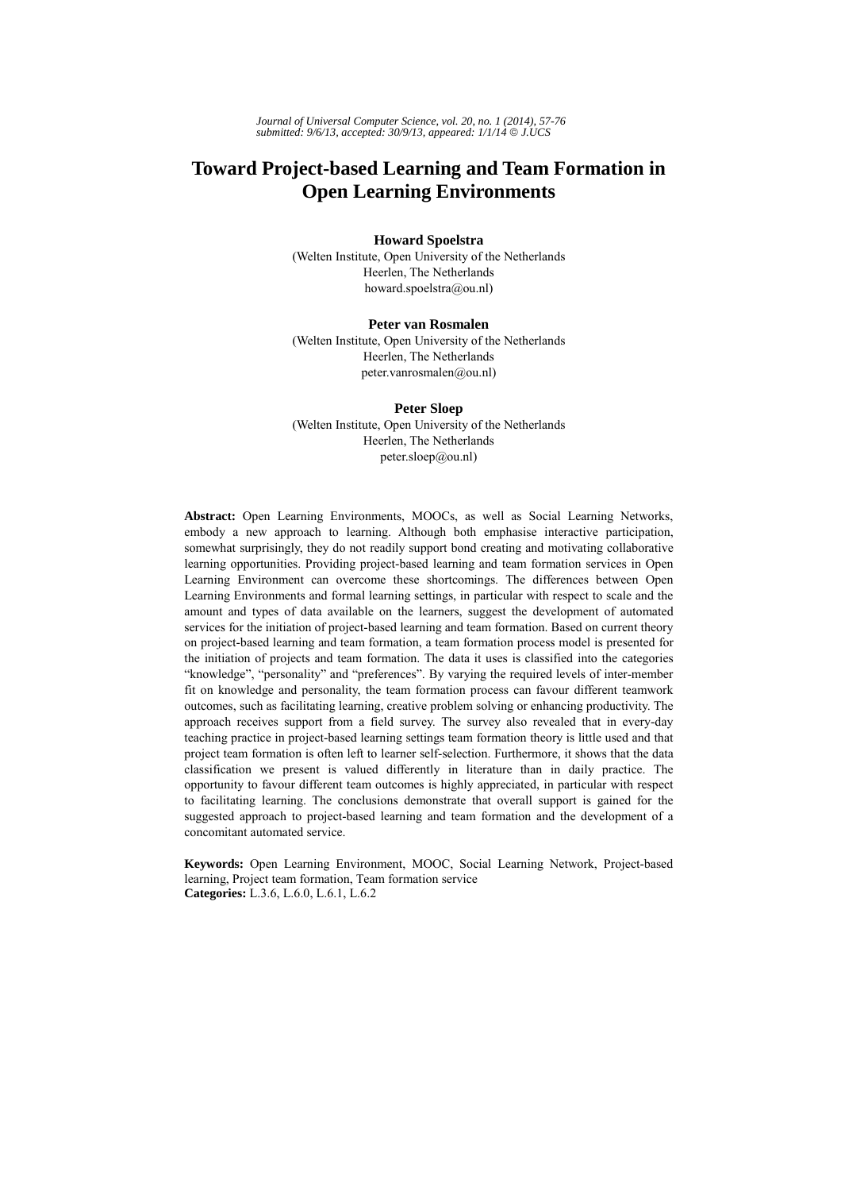# Toward Project-based Learning and Team Formation in Open Learning Environments

**Howard Spoelstra**
(Welten Institute, Open University of the Netherlands
Heerlen, The Netherlands
howard.spoelstra@ou.nl)

**Peter van Rosmalen**
(Welten Institute, Open University of the Netherlands
Heerlen, The Netherlands
peter.vanrosmalen@ou.nl)

**Peter Sloep**
(Welten Institute, Open University of the Netherlands
Heerlen, The Netherlands
peter.sloep@ou.nl)

**Abstract:** Open Learning Environments, MOOCs, as well as Social Learning Networks, embody a new approach to learning. Although both emphasise interactive participation, somewhat surprisingly, they do not readily support bond creating and motivating collaborative learning opportunities. Providing project-based learning and team formation services in Open Learning Environment can overcome these shortcomings. The differences between Open Learning Environments and formal learning settings, in particular with respect to scale and the amount and types of data available on the learners, suggest the development of automated services for the initiation of project-based learning and team formation. Based on current theory on project-based learning and team formation, a team formation process model is presented for the initiation of projects and team formation. The data it uses is classified into the categories "knowledge", "personality" and "preferences". By varying the required levels of inter-member fit on knowledge and personality, the team formation process can favour different teamwork outcomes, such as facilitating learning, creative problem solving or enhancing productivity. The approach receives support from a field survey. The survey also revealed that in every-day teaching practice in project-based learning settings team formation theory is little used and that project team formation is often left to learner self-selection. Furthermore, it shows that the data classification we present is valued differently in literature than in daily practice. The opportunity to favour different team outcomes is highly appreciated, in particular with respect to facilitating learning. The conclusions demonstrate that overall support is gained for the suggested approach to project-based learning and team formation and the development of a concomitant automated service.

**Keywords:** Open Learning Environment, MOOC, Social Learning Network, Project-based learning, Project team formation, Team formation service
**Categories:** L.3.6, L.6.0, L.6.1, L.6.2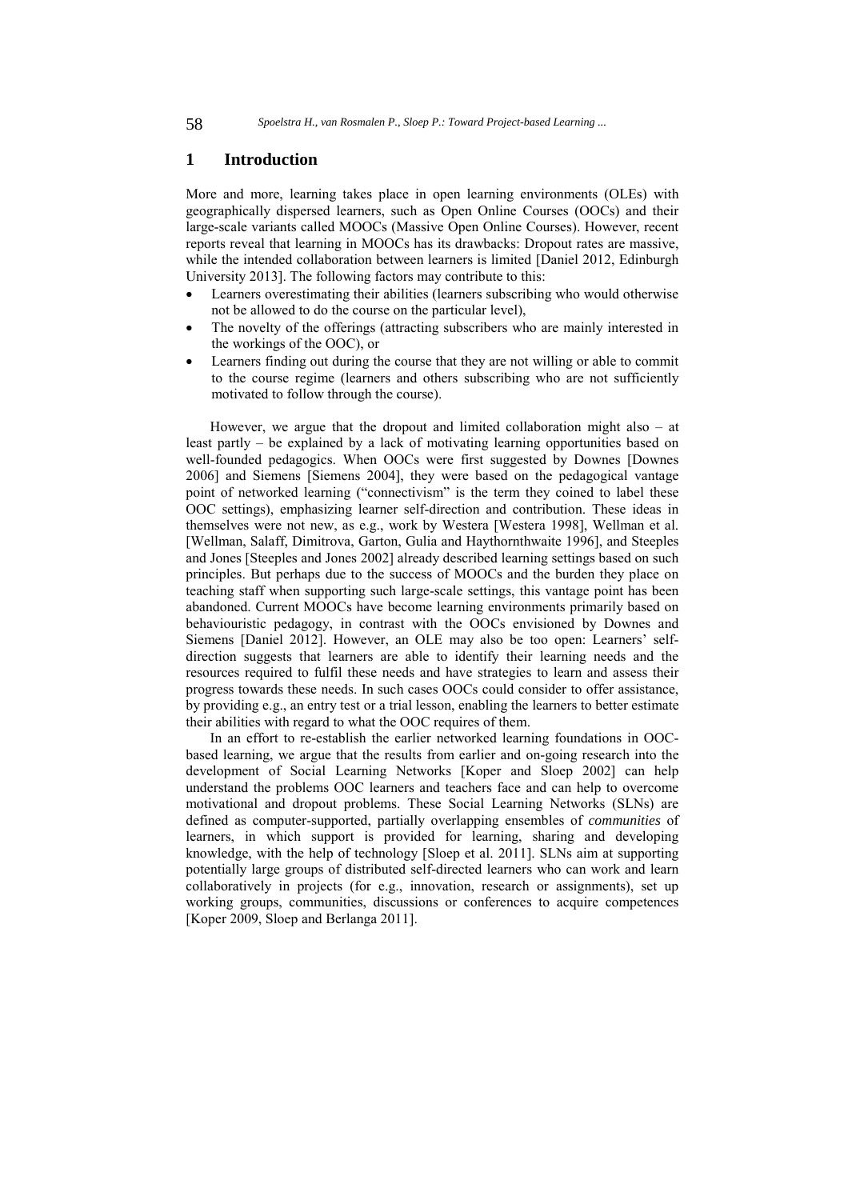## 1 Introduction

More and more, learning takes place in open learning environments (OLEs) with geographically dispersed learners, such as Open Online Courses (OOCs) and their large-scale variants called MOOCs (Massive Open Online Courses). However, recent reports reveal that learning in MOOCs has its drawbacks: Dropout rates are massive, while the intended collaboration between learners is limited [Daniel 2012, Edinburgh University 2013]. The following factors may contribute to this:

- Learners overestimating their abilities (learners subscribing who would otherwise not be allowed to do the course on the particular level),
- The novelty of the offerings (attracting subscribers who are mainly interested in the workings of the OOC), or
- Learners finding out during the course that they are not willing or able to commit to the course regime (learners and others subscribing who are not sufficiently motivated to follow through the course).

However, we argue that the dropout and limited collaboration might also – at least partly – be explained by a lack of motivating learning opportunities based on well-founded pedagogics. When OOCs were first suggested by Downes [Downes 2006] and Siemens [Siemens 2004], they were based on the pedagogical vantage point of networked learning ("connectivism" is the term they coined to label these OOC settings), emphasizing learner self-direction and contribution. These ideas in themselves were not new, as e.g., work by Westera [Westera 1998], Wellman et al. [Wellman, Salaff, Dimitrova, Garton, Gulia and Haythornthwaite 1996], and Steeples and Jones [Steeples and Jones 2002] already described learning settings based on such principles. But perhaps due to the success of MOOCs and the burden they place on teaching staff when supporting such large-scale settings, this vantage point has been abandoned. Current MOOCs have become learning environments primarily based on behaviouristic pedagogy, in contrast with the OOCs envisioned by Downes and Siemens [Daniel 2012]. However, an OLE may also be too open: Learners' self-direction suggests that learners are able to identify their learning needs and the resources required to fulfil these needs and have strategies to learn and assess their progress towards these needs. In such cases OOCs could consider to offer assistance, by providing e.g., an entry test or a trial lesson, enabling the learners to better estimate their abilities with regard to what the OOC requires of them.

In an effort to re-establish the earlier networked learning foundations in OOC-based learning, we argue that the results from earlier and on-going research into the development of Social Learning Networks [Koper and Sloep 2002] can help understand the problems OOC learners and teachers face and can help to overcome motivational and dropout problems. These Social Learning Networks (SLNs) are defined as computer-supported, partially overlapping ensembles of *communities* of learners, in which support is provided for learning, sharing and developing knowledge, with the help of technology [Sloep et al. 2011]. SLNs aim at supporting potentially large groups of distributed self-directed learners who can work and learn collaboratively in projects (for e.g., innovation, research or assignments), set up working groups, communities, discussions or conferences to acquire competences [Koper 2009, Sloep and Berlanga 2011].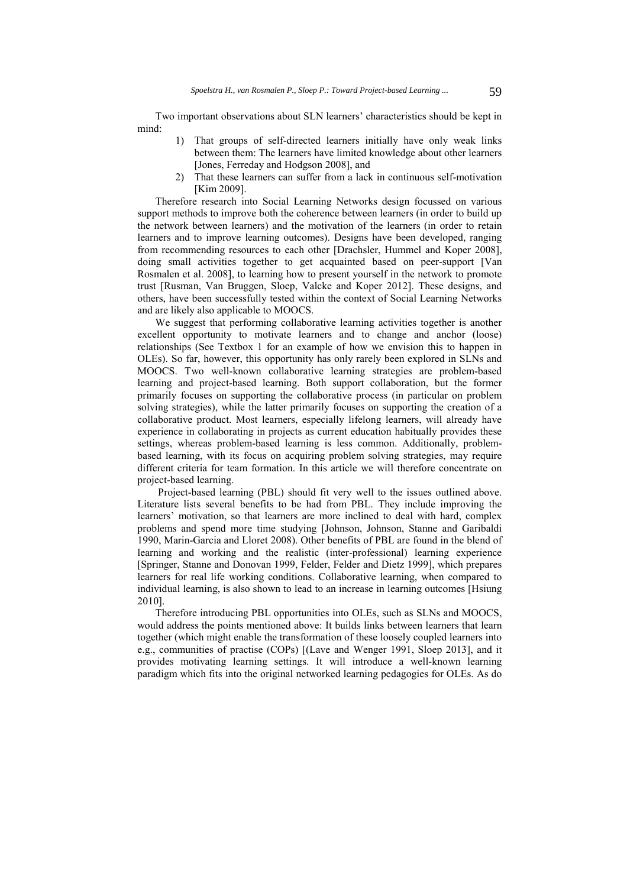Two important observations about SLN learners' characteristics should be kept in mind:

1) That groups of self-directed learners initially have only weak links between them: The learners have limited knowledge about other learners [Jones, Ferreday and Hodgson 2008], and
2) That these learners can suffer from a lack in continuous self-motivation [Kim 2009].

Therefore research into Social Learning Networks design focussed on various support methods to improve both the coherence between learners (in order to build up the network between learners) and the motivation of the learners (in order to retain learners and to improve learning outcomes). Designs have been developed, ranging from recommending resources to each other [Drachsler, Hummel and Koper 2008], doing small activities together to get acquainted based on peer-support [Van Rosmalen et al. 2008], to learning how to present yourself in the network to promote trust [Rusman, Van Bruggen, Sloep, Valcke and Koper 2012]. These designs, and others, have been successfully tested within the context of Social Learning Networks and are likely also applicable to MOOCS.

We suggest that performing collaborative learning activities together is another excellent opportunity to motivate learners and to change and anchor (loose) relationships (See Textbox 1 for an example of how we envision this to happen in OLEs). So far, however, this opportunity has only rarely been explored in SLNs and MOOCS. Two well-known collaborative learning strategies are problem-based learning and project-based learning. Both support collaboration, but the former primarily focuses on supporting the collaborative process (in particular on problem solving strategies), while the latter primarily focuses on supporting the creation of a collaborative product. Most learners, especially lifelong learners, will already have experience in collaborating in projects as current education habitually provides these settings, whereas problem-based learning is less common. Additionally, problem-based learning, with its focus on acquiring problem solving strategies, may require different criteria for team formation. In this article we will therefore concentrate on project-based learning.

Project-based learning (PBL) should fit very well to the issues outlined above. Literature lists several benefits to be had from PBL. They include improving the learners' motivation, so that learners are more inclined to deal with hard, complex problems and spend more time studying [Johnson, Johnson, Stanne and Garibaldi 1990, Marin-Garcia and Lloret 2008). Other benefits of PBL are found in the blend of learning and working and the realistic (inter-professional) learning experience [Springer, Stanne and Donovan 1999, Felder, Felder and Dietz 1999], which prepares learners for real life working conditions. Collaborative learning, when compared to individual learning, is also shown to lead to an increase in learning outcomes [Hsiung 2010].

Therefore introducing PBL opportunities into OLEs, such as SLNs and MOOCS, would address the points mentioned above: It builds links between learners that learn together (which might enable the transformation of these loosely coupled learners into e.g., communities of practise (COPs) [(Lave and Wenger 1991, Sloep 2013], and it provides motivating learning settings. It will introduce a well-known learning paradigm which fits into the original networked learning pedagogies for OLEs. As do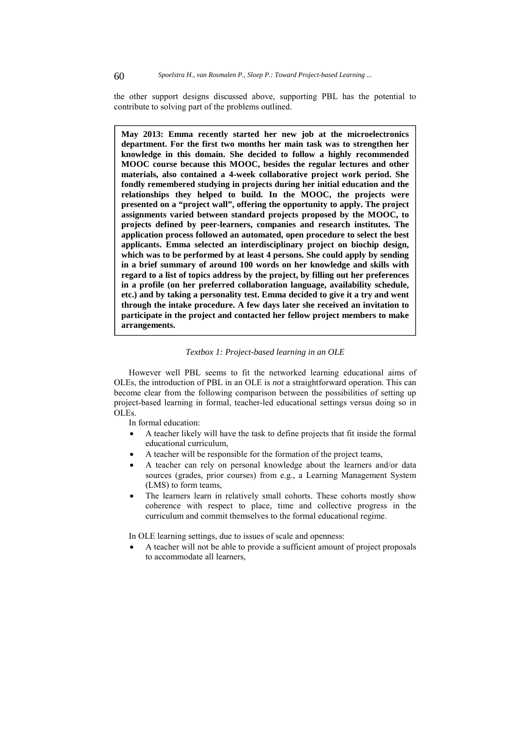the other support designs discussed above, supporting PBL has the potential to contribute to solving part of the problems outlined.

> **May 2013: Emma recently started her new job at the microelectronics department. For the first two months her main task was to strengthen her knowledge in this domain. She decided to follow a highly recommended MOOC course because this MOOC, besides the regular lectures and other materials, also contained a 4-week collaborative project work period. She fondly remembered studying in projects during her initial education and the relationships they helped to build. In the MOOC, the projects were presented on a "project wall", offering the opportunity to apply. The project assignments varied between standard projects proposed by the MOOC, to projects defined by peer-learners, companies and research institutes. The application process followed an automated, open procedure to select the best applicants. Emma selected an interdisciplinary project on biochip design, which was to be performed by at least 4 persons. She could apply by sending in a brief summary of around 100 words on her knowledge and skills with regard to a list of topics address by the project, by filling out her preferences in a profile (on her preferred collaboration language, availability schedule, etc.) and by taking a personality test. Emma decided to give it a try and went through the intake procedure. A few days later she received an invitation to participate in the project and contacted her fellow project members to make arrangements.**

*Textbox 1: Project-based learning in an OLE*

However well PBL seems to fit the networked learning educational aims of OLEs, the introduction of PBL in an OLE is *not* a straightforward operation. This can become clear from the following comparison between the possibilities of setting up project-based learning in formal, teacher-led educational settings versus doing so in OLEs.

In formal education:

- A teacher likely will have the task to define projects that fit inside the formal educational curriculum,
- A teacher will be responsible for the formation of the project teams,
- A teacher can rely on personal knowledge about the learners and/or data sources (grades, prior courses) from e.g., a Learning Management System (LMS) to form teams,
- The learners learn in relatively small cohorts. These cohorts mostly show coherence with respect to place, time and collective progress in the curriculum and commit themselves to the formal educational regime.

In OLE learning settings, due to issues of scale and openness:

- A teacher will not be able to provide a sufficient amount of project proposals to accommodate all learners,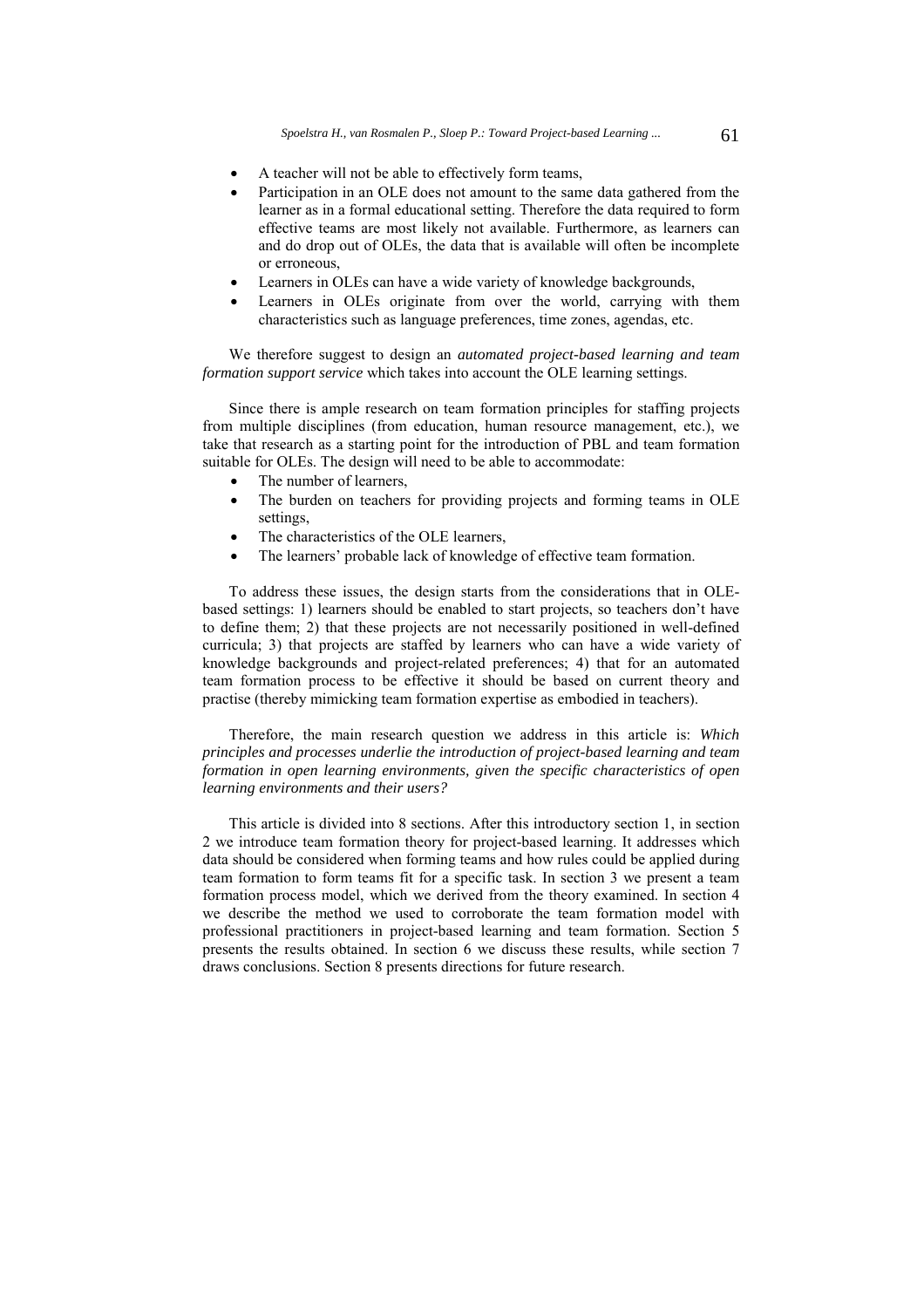- A teacher will not be able to effectively form teams,
- Participation in an OLE does not amount to the same data gathered from the learner as in a formal educational setting. Therefore the data required to form effective teams are most likely not available. Furthermore, as learners can and do drop out of OLEs, the data that is available will often be incomplete or erroneous,
- Learners in OLEs can have a wide variety of knowledge backgrounds,
- Learners in OLEs originate from over the world, carrying with them characteristics such as language preferences, time zones, agendas, etc.

We therefore suggest to design an *automated project-based learning and team formation support service* which takes into account the OLE learning settings.

Since there is ample research on team formation principles for staffing projects from multiple disciplines (from education, human resource management, etc.), we take that research as a starting point for the introduction of PBL and team formation suitable for OLEs. The design will need to be able to accommodate:

- The number of learners,
- The burden on teachers for providing projects and forming teams in OLE settings,
- The characteristics of the OLE learners,
- The learners' probable lack of knowledge of effective team formation.

To address these issues, the design starts from the considerations that in OLE-based settings: 1) learners should be enabled to start projects, so teachers don't have to define them; 2) that these projects are not necessarily positioned in well-defined curricula; 3) that projects are staffed by learners who can have a wide variety of knowledge backgrounds and project-related preferences; 4) that for an automated team formation process to be effective it should be based on current theory and practise (thereby mimicking team formation expertise as embodied in teachers).

Therefore, the main research question we address in this article is: *Which principles and processes underlie the introduction of project-based learning and team formation in open learning environments, given the specific characteristics of open learning environments and their users?*

This article is divided into 8 sections. After this introductory section 1, in section 2 we introduce team formation theory for project-based learning. It addresses which data should be considered when forming teams and how rules could be applied during team formation to form teams fit for a specific task. In section 3 we present a team formation process model, which we derived from the theory examined. In section 4 we describe the method we used to corroborate the team formation model with professional practitioners in project-based learning and team formation. Section 5 presents the results obtained. In section 6 we discuss these results, while section 7 draws conclusions. Section 8 presents directions for future research.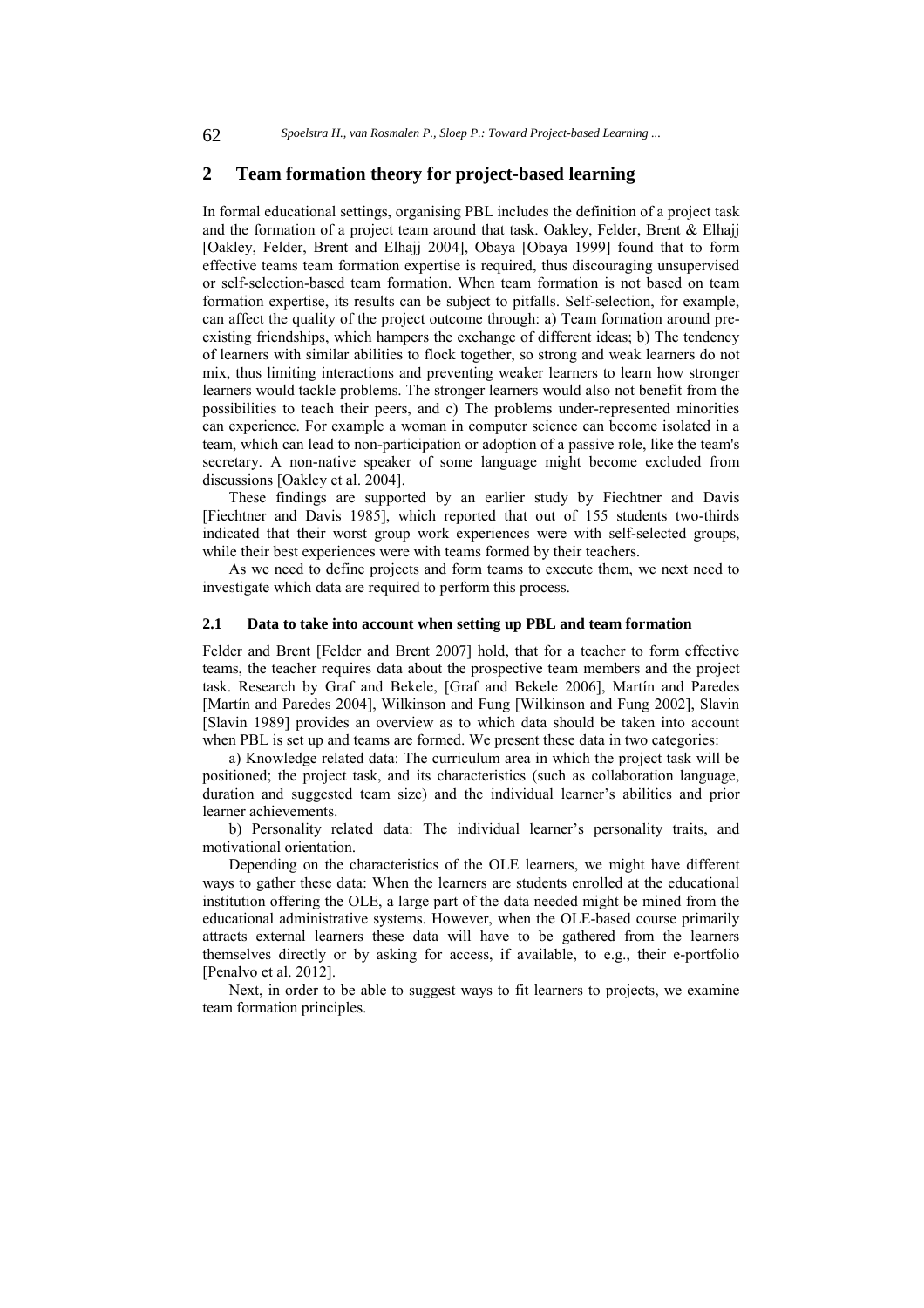## 2 Team formation theory for project-based learning

In formal educational settings, organising PBL includes the definition of a project task and the formation of a project team around that task. Oakley, Felder, Brent & Elhajj [Oakley, Felder, Brent and Elhajj 2004], Obaya [Obaya 1999] found that to form effective teams team formation expertise is required, thus discouraging unsupervised or self-selection-based team formation. When team formation is not based on team formation expertise, its results can be subject to pitfalls. Self-selection, for example, can affect the quality of the project outcome through: a) Team formation around pre-existing friendships, which hampers the exchange of different ideas; b) The tendency of learners with similar abilities to flock together, so strong and weak learners do not mix, thus limiting interactions and preventing weaker learners to learn how stronger learners would tackle problems. The stronger learners would also not benefit from the possibilities to teach their peers, and c) The problems under-represented minorities can experience. For example a woman in computer science can become isolated in a team, which can lead to non-participation or adoption of a passive role, like the team's secretary. A non-native speaker of some language might become excluded from discussions [Oakley et al. 2004].

These findings are supported by an earlier study by Fiechtner and Davis [Fiechtner and Davis 1985], which reported that out of 155 students two-thirds indicated that their worst group work experiences were with self-selected groups, while their best experiences were with teams formed by their teachers.

As we need to define projects and form teams to execute them, we next need to investigate which data are required to perform this process.

### 2.1 Data to take into account when setting up PBL and team formation

Felder and Brent [Felder and Brent 2007] hold, that for a teacher to form effective teams, the teacher requires data about the prospective team members and the project task. Research by Graf and Bekele, [Graf and Bekele 2006], Martín and Paredes [Martín and Paredes 2004], Wilkinson and Fung [Wilkinson and Fung 2002], Slavin [Slavin 1989] provides an overview as to which data should be taken into account when PBL is set up and teams are formed. We present these data in two categories:

a) Knowledge related data: The curriculum area in which the project task will be positioned; the project task, and its characteristics (such as collaboration language, duration and suggested team size) and the individual learner's abilities and prior learner achievements.

b) Personality related data: The individual learner's personality traits, and motivational orientation.

Depending on the characteristics of the OLE learners, we might have different ways to gather these data: When the learners are students enrolled at the educational institution offering the OLE, a large part of the data needed might be mined from the educational administrative systems. However, when the OLE-based course primarily attracts external learners these data will have to be gathered from the learners themselves directly or by asking for access, if available, to e.g., their e-portfolio [Penalvo et al. 2012].

Next, in order to be able to suggest ways to fit learners to projects, we examine team formation principles.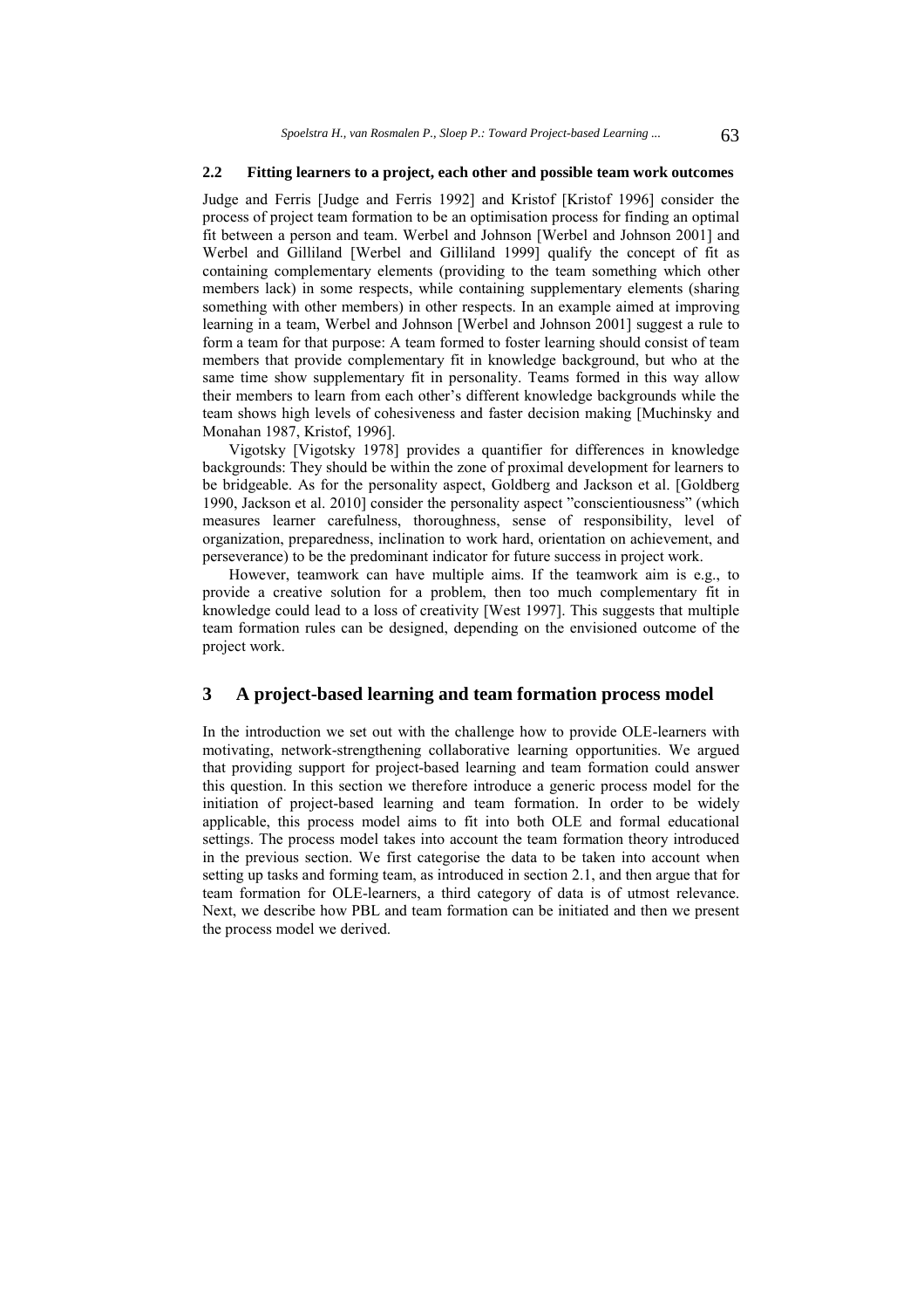### 2.2 Fitting learners to a project, each other and possible team work outcomes

Judge and Ferris [Judge and Ferris 1992] and Kristof [Kristof 1996] consider the process of project team formation to be an optimisation process for finding an optimal fit between a person and team. Werbel and Johnson [Werbel and Johnson 2001] and Werbel and Gilliland [Werbel and Gilliland 1999] qualify the concept of fit as containing complementary elements (providing to the team something which other members lack) in some respects, while containing supplementary elements (sharing something with other members) in other respects. In an example aimed at improving learning in a team, Werbel and Johnson [Werbel and Johnson 2001] suggest a rule to form a team for that purpose: A team formed to foster learning should consist of team members that provide complementary fit in knowledge background, but who at the same time show supplementary fit in personality. Teams formed in this way allow their members to learn from each other's different knowledge backgrounds while the team shows high levels of cohesiveness and faster decision making [Muchinsky and Monahan 1987, Kristof, 1996].

Vigotsky [Vigotsky 1978] provides a quantifier for differences in knowledge backgrounds: They should be within the zone of proximal development for learners to be bridgeable. As for the personality aspect, Goldberg and Jackson et al. [Goldberg 1990, Jackson et al. 2010] consider the personality aspect "conscientiousness" (which measures learner carefulness, thoroughness, sense of responsibility, level of organization, preparedness, inclination to work hard, orientation on achievement, and perseverance) to be the predominant indicator for future success in project work.

However, teamwork can have multiple aims. If the teamwork aim is e.g., to provide a creative solution for a problem, then too much complementary fit in knowledge could lead to a loss of creativity [West 1997]. This suggests that multiple team formation rules can be designed, depending on the envisioned outcome of the project work.

## 3 A project-based learning and team formation process model

In the introduction we set out with the challenge how to provide OLE-learners with motivating, network-strengthening collaborative learning opportunities. We argued that providing support for project-based learning and team formation could answer this question. In this section we therefore introduce a generic process model for the initiation of project-based learning and team formation. In order to be widely applicable, this process model aims to fit into both OLE and formal educational settings. The process model takes into account the team formation theory introduced in the previous section. We first categorise the data to be taken into account when setting up tasks and forming team, as introduced in section 2.1, and then argue that for team formation for OLE-learners, a third category of data is of utmost relevance. Next, we describe how PBL and team formation can be initiated and then we present the process model we derived.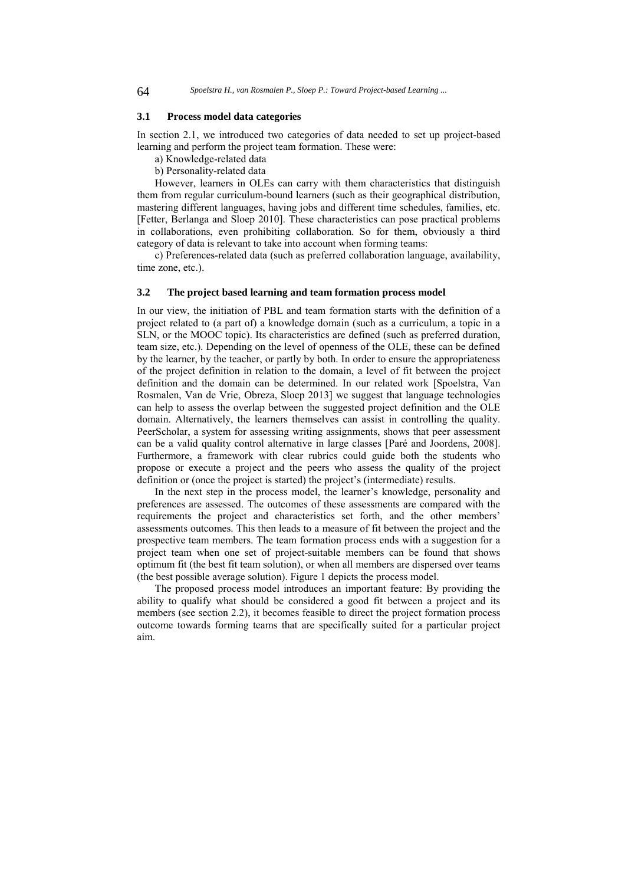### 3.1 Process model data categories

In section 2.1, we introduced two categories of data needed to set up project-based learning and perform the project team formation. These were:

a) Knowledge-related data

b) Personality-related data

However, learners in OLEs can carry with them characteristics that distinguish them from regular curriculum-bound learners (such as their geographical distribution, mastering different languages, having jobs and different time schedules, families, etc. [Fetter, Berlanga and Sloep 2010]. These characteristics can pose practical problems in collaborations, even prohibiting collaboration. So for them, obviously a third category of data is relevant to take into account when forming teams:

c) Preferences-related data (such as preferred collaboration language, availability, time zone, etc.).

### 3.2 The project based learning and team formation process model

In our view, the initiation of PBL and team formation starts with the definition of a project related to (a part of) a knowledge domain (such as a curriculum, a topic in a SLN, or the MOOC topic). Its characteristics are defined (such as preferred duration, team size, etc.). Depending on the level of openness of the OLE, these can be defined by the learner, by the teacher, or partly by both. In order to ensure the appropriateness of the project definition in relation to the domain, a level of fit between the project definition and the domain can be determined. In our related work [Spoelstra, Van Rosmalen, Van de Vrie, Obreza, Sloep 2013] we suggest that language technologies can help to assess the overlap between the suggested project definition and the OLE domain. Alternatively, the learners themselves can assist in controlling the quality. PeerScholar, a system for assessing writing assignments, shows that peer assessment can be a valid quality control alternative in large classes [Paré and Joordens, 2008]. Furthermore, a framework with clear rubrics could guide both the students who propose or execute a project and the peers who assess the quality of the project definition or (once the project is started) the project's (intermediate) results.

In the next step in the process model, the learner's knowledge, personality and preferences are assessed. The outcomes of these assessments are compared with the requirements the project and characteristics set forth, and the other members' assessments outcomes. This then leads to a measure of fit between the project and the prospective team members. The team formation process ends with a suggestion for a project team when one set of project-suitable members can be found that shows optimum fit (the best fit team solution), or when all members are dispersed over teams (the best possible average solution). Figure 1 depicts the process model.

The proposed process model introduces an important feature: By providing the ability to qualify what should be considered a good fit between a project and its members (see section 2.2), it becomes feasible to direct the project formation process outcome towards forming teams that are specifically suited for a particular project aim.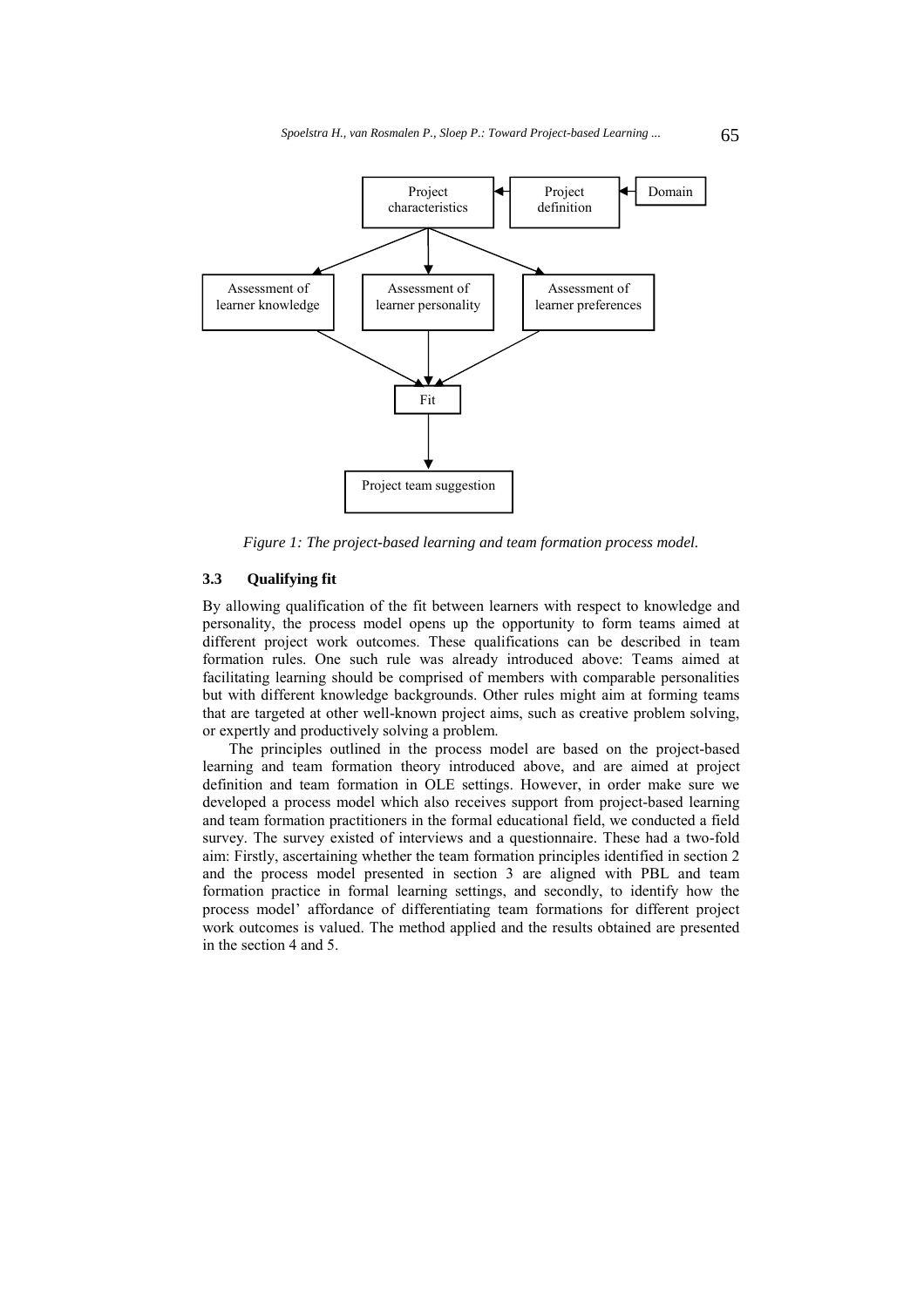Figure 1: The project-based learning and team formation process model.

### 3.3 Qualifying fit

By allowing qualification of the fit between learners with respect to knowledge and personality, the process model opens up the opportunity to form teams aimed at different project work outcomes. These qualifications can be described in team formation rules. One such rule was already introduced above: Teams aimed at facilitating learning should be comprised of members with comparable personalities but with different knowledge backgrounds. Other rules might aim at forming teams that are targeted at other well-known project aims, such as creative problem solving, or expertly and productively solving a problem.

The principles outlined in the process model are based on the project-based learning and team formation theory introduced above, and are aimed at project definition and team formation in OLE settings. However, in order make sure we developed a process model which also receives support from project-based learning and team formation practitioners in the formal educational field, we conducted a field survey. The survey existed of interviews and a questionnaire. These had a two-fold aim: Firstly, ascertaining whether the team formation principles identified in section 2 and the process model presented in section 3 are aligned with PBL and team formation practice in formal learning settings, and secondly, to identify how the process model' affordance of differentiating team formations for different project work outcomes is valued. The method applied and the results obtained are presented in the section 4 and 5.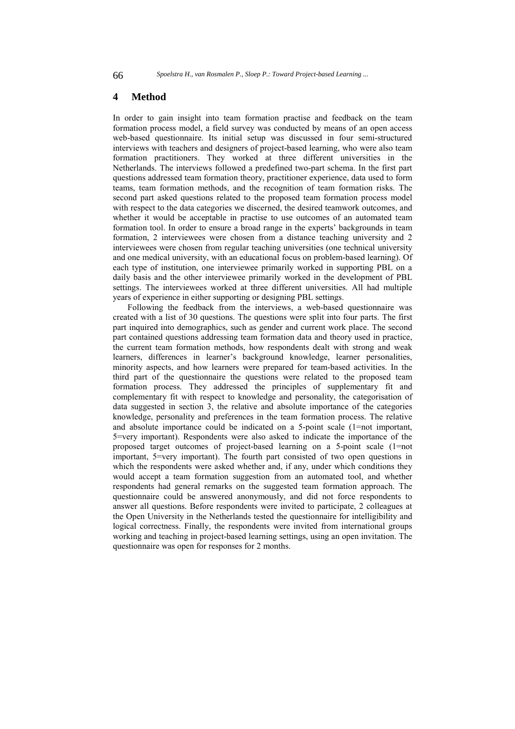## 4 Method

In order to gain insight into team formation practise and feedback on the team formation process model, a field survey was conducted by means of an open access web-based questionnaire. Its initial setup was discussed in four semi-structured interviews with teachers and designers of project-based learning, who were also team formation practitioners. They worked at three different universities in the Netherlands. The interviews followed a predefined two-part schema. In the first part questions addressed team formation theory, practitioner experience, data used to form teams, team formation methods, and the recognition of team formation risks. The second part asked questions related to the proposed team formation process model with respect to the data categories we discerned, the desired teamwork outcomes, and whether it would be acceptable in practise to use outcomes of an automated team formation tool. In order to ensure a broad range in the experts' backgrounds in team formation, 2 interviewees were chosen from a distance teaching university and 2 interviewees were chosen from regular teaching universities (one technical university and one medical university, with an educational focus on problem-based learning). Of each type of institution, one interviewee primarily worked in supporting PBL on a daily basis and the other interviewee primarily worked in the development of PBL settings. The interviewees worked at three different universities. All had multiple years of experience in either supporting or designing PBL settings.

Following the feedback from the interviews, a web-based questionnaire was created with a list of 30 questions. The questions were split into four parts. The first part inquired into demographics, such as gender and current work place. The second part contained questions addressing team formation data and theory used in practice, the current team formation methods, how respondents dealt with strong and weak learners, differences in learner's background knowledge, learner personalities, minority aspects, and how learners were prepared for team-based activities. In the third part of the questionnaire the questions were related to the proposed team formation process. They addressed the principles of supplementary fit and complementary fit with respect to knowledge and personality, the categorisation of data suggested in section 3, the relative and absolute importance of the categories knowledge, personality and preferences in the team formation process. The relative and absolute importance could be indicated on a 5-point scale (1=not important, 5=very important). Respondents were also asked to indicate the importance of the proposed target outcomes of project-based learning on a 5-point scale (1=not important, 5=very important). The fourth part consisted of two open questions in which the respondents were asked whether and, if any, under which conditions they would accept a team formation suggestion from an automated tool, and whether respondents had general remarks on the suggested team formation approach. The questionnaire could be answered anonymously, and did not force respondents to answer all questions. Before respondents were invited to participate, 2 colleagues at the Open University in the Netherlands tested the questionnaire for intelligibility and logical correctness. Finally, the respondents were invited from international groups working and teaching in project-based learning settings, using an open invitation. The questionnaire was open for responses for 2 months.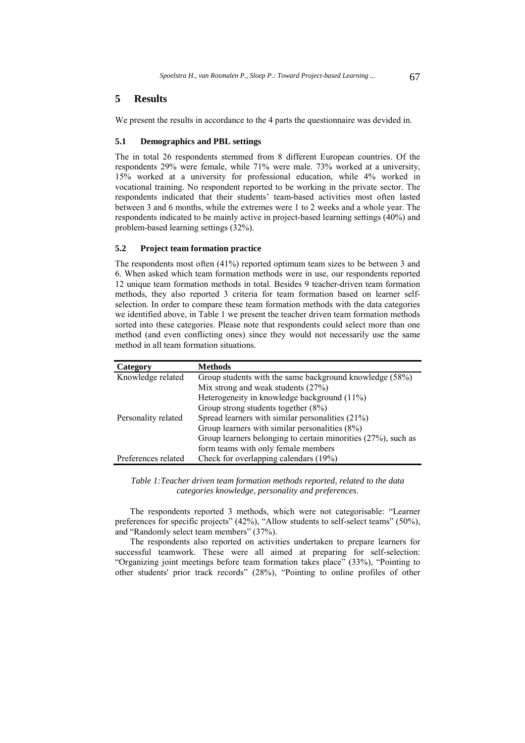# 5 Results

We present the results in accordance to the 4 parts the questionnaire was devided in.

## 5.1 Demographics and PBL settings

The in total 26 respondents stemmed from 8 different European countries. Of the respondents 29% were female, while 71% were male. 73% worked at a university, 15% worked at a university for professional education, while 4% worked in vocational training. No respondent reported to be working in the private sector. The respondents indicated that their students' team-based activities most often lasted between 3 and 6 months, while the extremes were 1 to 2 weeks and a whole year. The respondents indicated to be mainly active in project-based learning settings (40%) and problem-based learning settings (32%).

## 5.2 Project team formation practice

The respondents most often (41%) reported optimum team sizes to be between 3 and 6. When asked which team formation methods were in use, our respondents reported 12 unique team formation methods in total. Besides 9 teacher-driven team formation methods, they also reported 3 criteria for team formation based on learner self-selection. In order to compare these team formation methods with the data categories we identified above, in Table 1 we present the teacher driven team formation methods sorted into these categories. Please note that respondents could select more than one method (and even conflicting ones) since they would not necessarily use the same method in all team formation situations.

| Category | Methods |
|---|---|
| Knowledge related | Group students with the same background knowledge (58%) |
| | Mix strong and weak students (27%) |
| | Heterogeneity in knowledge background (11%) |
| | Group strong students together (8%) |
| Personality related | Spread learners with similar personalities (21%) |
| | Group learners with similar personalities (8%) |
| | Group learners belonging to certain minorities (27%), such as form teams with only female members |
| Preferences related | Check for overlapping calendars (19%) |

*Table 1: Teacher driven team formation methods reported, related to the data categories knowledge, personality and preferences.*

The respondents reported 3 methods, which were not categorisable: "Learner preferences for specific projects" (42%), "Allow students to self-select teams" (50%), and "Randomly select team members" (37%).

The respondents also reported on activities undertaken to prepare learners for successful teamwork. These were all aimed at preparing for self-selection: "Organizing joint meetings before team formation takes place" (33%), "Pointing to other students' prior track records" (28%), "Pointing to online profiles of other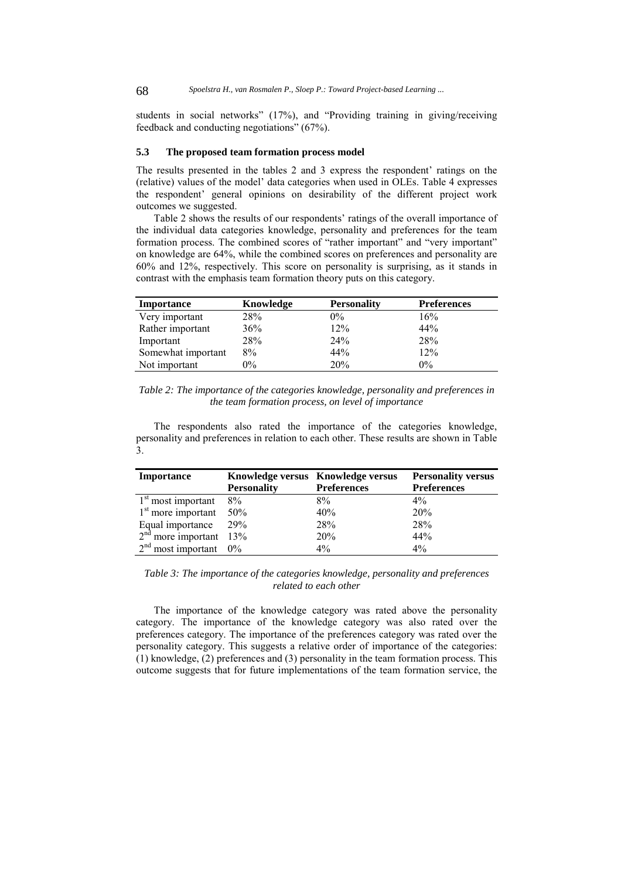students in social networks" (17%), and "Providing training in giving/receiving feedback and conducting negotiations" (67%).

### 5.3 The proposed team formation process model

The results presented in the tables 2 and 3 express the respondent' ratings on the (relative) values of the model' data categories when used in OLEs. Table 4 expresses the respondent' general opinions on desirability of the different project work outcomes we suggested.

Table 2 shows the results of our respondents' ratings of the overall importance of the individual data categories knowledge, personality and preferences for the team formation process. The combined scores of "rather important" and "very important" on knowledge are 64%, while the combined scores on preferences and personality are 60% and 12%, respectively. This score on personality is surprising, as it stands in contrast with the emphasis team formation theory puts on this category.

| Importance | Knowledge | Personality | Preferences |
|---|---|---|---|
| Very important | 28% | 0% | 16% |
| Rather important | 36% | 12% | 44% |
| Important | 28% | 24% | 28% |
| Somewhat important | 8% | 44% | 12% |
| Not important | 0% | 20% | 0% |

*Table 2: The importance of the categories knowledge, personality and preferences in the team formation process, on level of importance*

The respondents also rated the importance of the categories knowledge, personality and preferences in relation to each other. These results are shown in Table 3.

| Importance | Knowledge versus Personality | Knowledge versus Preferences | Personality versus Preferences |
|---|---|---|---|
| 1st most important | 8% | 8% | 4% |
| 1st more important | 50% | 40% | 20% |
| Equal importance | 29% | 28% | 28% |
| 2nd more important | 13% | 20% | 44% |
| 2nd most important | 0% | 4% | 4% |

*Table 3: The importance of the categories knowledge, personality and preferences related to each other*

The importance of the knowledge category was rated above the personality category. The importance of the knowledge category was also rated over the preferences category. The importance of the preferences category was rated over the personality category. This suggests a relative order of importance of the categories: (1) knowledge, (2) preferences and (3) personality in the team formation process. This outcome suggests that for future implementations of the team formation service, the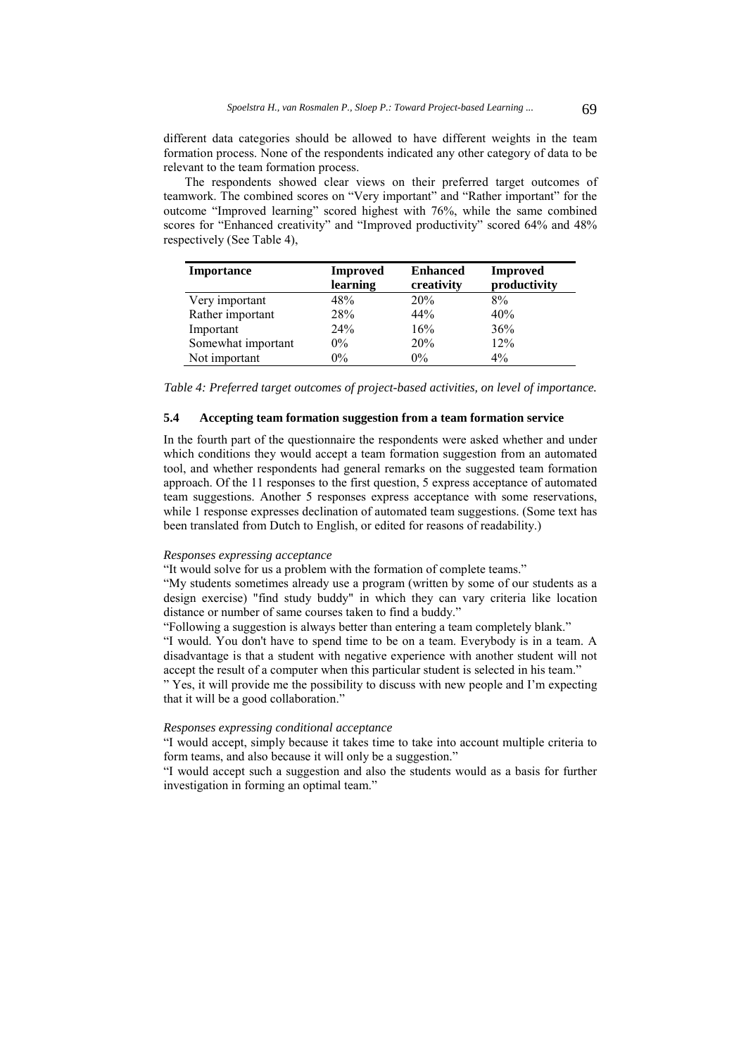different data categories should be allowed to have different weights in the team formation process. None of the respondents indicated any other category of data to be relevant to the team formation process.

The respondents showed clear views on their preferred target outcomes of teamwork. The combined scores on "Very important" and "Rather important" for the outcome "Improved learning" scored highest with 76%, while the same combined scores for "Enhanced creativity" and "Improved productivity" scored 64% and 48% respectively (See Table 4),

| **Importance** | **Improved learning** | **Enhanced creativity** | **Improved productivity** |
|---|---|---|---|
| Very important | 48% | 20% | 8% |
| Rather important | 28% | 44% | 40% |
| Important | 24% | 16% | 36% |
| Somewhat important | 0% | 20% | 12% |
| Not important | 0% | 0% | 4% |

*Table 4: Preferred target outcomes of project-based activities, on level of importance.*

### 5.4 Accepting team formation suggestion from a team formation service

In the fourth part of the questionnaire the respondents were asked whether and under which conditions they would accept a team formation suggestion from an automated tool, and whether respondents had general remarks on the suggested team formation approach. Of the 11 responses to the first question, 5 express acceptance of automated team suggestions. Another 5 responses express acceptance with some reservations, while 1 response expresses declination of automated team suggestions. (Some text has been translated from Dutch to English, or edited for reasons of readability.)

*Responses expressing acceptance*

"It would solve for us a problem with the formation of complete teams."

"My students sometimes already use a program (written by some of our students as a design exercise) "find study buddy" in which they can vary criteria like location distance or number of same courses taken to find a buddy."

"Following a suggestion is always better than entering a team completely blank."

"I would. You don't have to spend time to be on a team. Everybody is in a team. A disadvantage is that a student with negative experience with another student will not accept the result of a computer when this particular student is selected in his team."

" Yes, it will provide me the possibility to discuss with new people and I'm expecting that it will be a good collaboration."

*Responses expressing conditional acceptance*

"I would accept, simply because it takes time to take into account multiple criteria to form teams, and also because it will only be a suggestion."

"I would accept such a suggestion and also the students would as a basis for further investigation in forming an optimal team."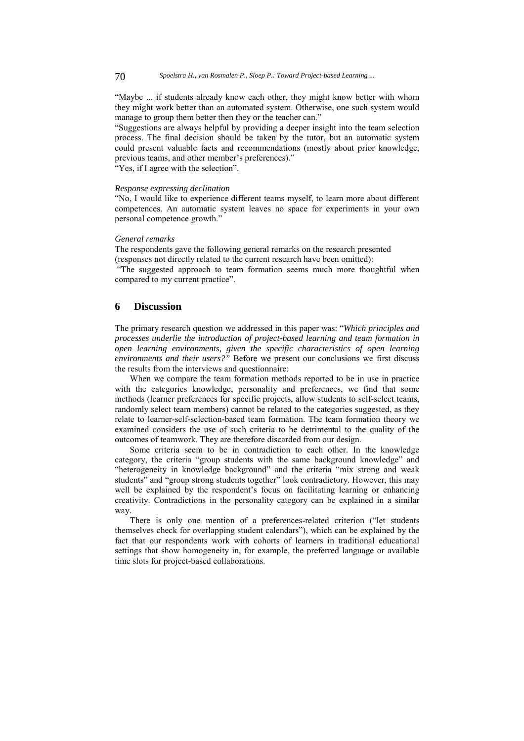"Maybe ... if students already know each other, they might know better with whom they might work better than an automated system. Otherwise, one such system would manage to group them better then they or the teacher can."

"Suggestions are always helpful by providing a deeper insight into the team selection process. The final decision should be taken by the tutor, but an automatic system could present valuable facts and recommendations (mostly about prior knowledge, previous teams, and other member's preferences)."

"Yes, if I agree with the selection".

*Response expressing declination*

"No, I would like to experience different teams myself, to learn more about different competences. An automatic system leaves no space for experiments in your own personal competence growth."

*General remarks*

The respondents gave the following general remarks on the research presented (responses not directly related to the current research have been omitted):

"The suggested approach to team formation seems much more thoughtful when compared to my current practice".

## 6 Discussion

The primary research question we addressed in this paper was: "*Which principles and processes underlie the introduction of project-based learning and team formation in open learning environments, given the specific characteristics of open learning environments and their users?"* Before we present our conclusions we first discuss the results from the interviews and questionnaire:

When we compare the team formation methods reported to be in use in practice with the categories knowledge, personality and preferences, we find that some methods (learner preferences for specific projects, allow students to self-select teams, randomly select team members) cannot be related to the categories suggested, as they relate to learner-self-selection-based team formation. The team formation theory we examined considers the use of such criteria to be detrimental to the quality of the outcomes of teamwork. They are therefore discarded from our design.

Some criteria seem to be in contradiction to each other. In the knowledge category, the criteria "group students with the same background knowledge" and "heterogeneity in knowledge background" and the criteria "mix strong and weak students" and "group strong students together" look contradictory. However, this may well be explained by the respondent's focus on facilitating learning or enhancing creativity. Contradictions in the personality category can be explained in a similar way.

There is only one mention of a preferences-related criterion ("let students themselves check for overlapping student calendars"), which can be explained by the fact that our respondents work with cohorts of learners in traditional educational settings that show homogeneity in, for example, the preferred language or available time slots for project-based collaborations.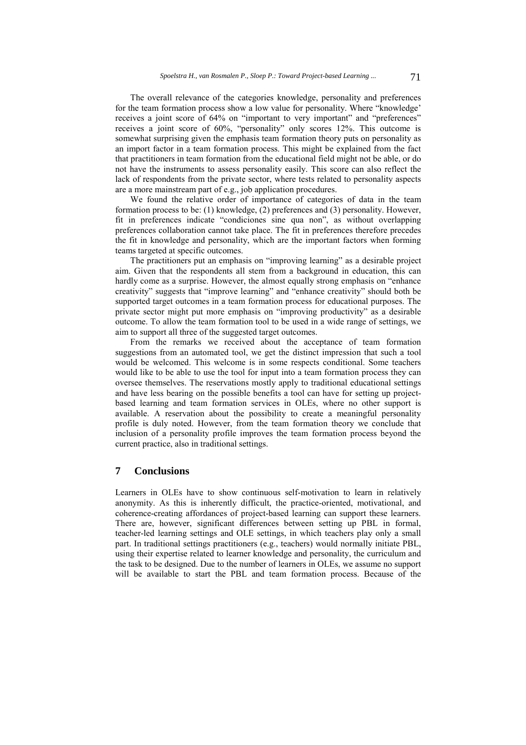The overall relevance of the categories knowledge, personality and preferences for the team formation process show a low value for personality. Where "knowledge' receives a joint score of 64% on "important to very important" and "preferences" receives a joint score of 60%, "personality" only scores 12%. This outcome is somewhat surprising given the emphasis team formation theory puts on personality as an import factor in a team formation process. This might be explained from the fact that practitioners in team formation from the educational field might not be able, or do not have the instruments to assess personality easily. This score can also reflect the lack of respondents from the private sector, where tests related to personality aspects are a more mainstream part of e.g., job application procedures.

We found the relative order of importance of categories of data in the team formation process to be: (1) knowledge, (2) preferences and (3) personality. However, fit in preferences indicate "condiciones sine qua non", as without overlapping preferences collaboration cannot take place. The fit in preferences therefore precedes the fit in knowledge and personality, which are the important factors when forming teams targeted at specific outcomes.

The practitioners put an emphasis on "improving learning" as a desirable project aim. Given that the respondents all stem from a background in education, this can hardly come as a surprise. However, the almost equally strong emphasis on "enhance creativity" suggests that "improve learning" and "enhance creativity" should both be supported target outcomes in a team formation process for educational purposes. The private sector might put more emphasis on "improving productivity" as a desirable outcome. To allow the team formation tool to be used in a wide range of settings, we aim to support all three of the suggested target outcomes.

From the remarks we received about the acceptance of team formation suggestions from an automated tool, we get the distinct impression that such a tool would be welcomed. This welcome is in some respects conditional. Some teachers would like to be able to use the tool for input into a team formation process they can oversee themselves. The reservations mostly apply to traditional educational settings and have less bearing on the possible benefits a tool can have for setting up project-based learning and team formation services in OLEs, where no other support is available. A reservation about the possibility to create a meaningful personality profile is duly noted. However, from the team formation theory we conclude that inclusion of a personality profile improves the team formation process beyond the current practice, also in traditional settings.

## 7 Conclusions

Learners in OLEs have to show continuous self-motivation to learn in relatively anonymity. As this is inherently difficult, the practice-oriented, motivational, and coherence-creating affordances of project-based learning can support these learners. There are, however, significant differences between setting up PBL in formal, teacher-led learning settings and OLE settings, in which teachers play only a small part. In traditional settings practitioners (e.g., teachers) would normally initiate PBL, using their expertise related to learner knowledge and personality, the curriculum and the task to be designed. Due to the number of learners in OLEs, we assume no support will be available to start the PBL and team formation process. Because of the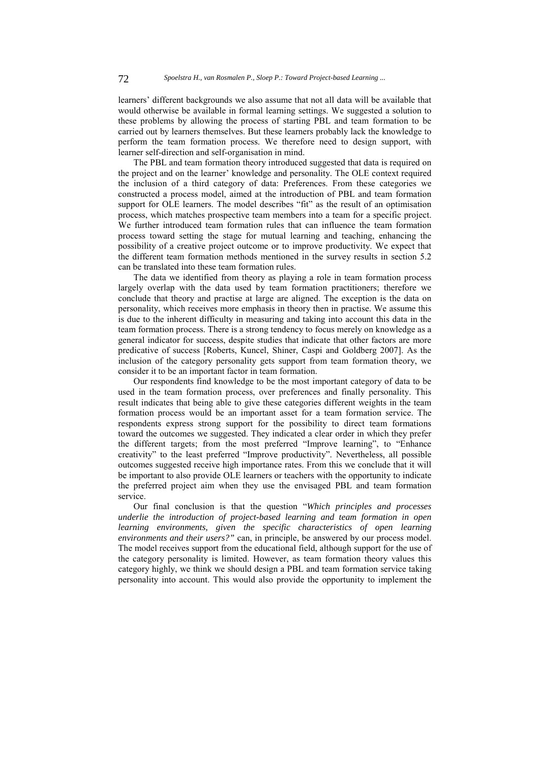learners' different backgrounds we also assume that not all data will be available that would otherwise be available in formal learning settings. We suggested a solution to these problems by allowing the process of starting PBL and team formation to be carried out by learners themselves. But these learners probably lack the knowledge to perform the team formation process. We therefore need to design support, with learner self-direction and self-organisation in mind.

The PBL and team formation theory introduced suggested that data is required on the project and on the learner' knowledge and personality. The OLE context required the inclusion of a third category of data: Preferences. From these categories we constructed a process model, aimed at the introduction of PBL and team formation support for OLE learners. The model describes "fit" as the result of an optimisation process, which matches prospective team members into a team for a specific project. We further introduced team formation rules that can influence the team formation process toward setting the stage for mutual learning and teaching, enhancing the possibility of a creative project outcome or to improve productivity. We expect that the different team formation methods mentioned in the survey results in section 5.2 can be translated into these team formation rules.

The data we identified from theory as playing a role in team formation process largely overlap with the data used by team formation practitioners; therefore we conclude that theory and practise at large are aligned. The exception is the data on personality, which receives more emphasis in theory then in practise. We assume this is due to the inherent difficulty in measuring and taking into account this data in the team formation process. There is a strong tendency to focus merely on knowledge as a general indicator for success, despite studies that indicate that other factors are more predicative of success [Roberts, Kuncel, Shiner, Caspi and Goldberg 2007]. As the inclusion of the category personality gets support from team formation theory, we consider it to be an important factor in team formation.

Our respondents find knowledge to be the most important category of data to be used in the team formation process, over preferences and finally personality. This result indicates that being able to give these categories different weights in the team formation process would be an important asset for a team formation service. The respondents express strong support for the possibility to direct team formations toward the outcomes we suggested. They indicated a clear order in which they prefer the different targets; from the most preferred "Improve learning", to "Enhance creativity" to the least preferred "Improve productivity". Nevertheless, all possible outcomes suggested receive high importance rates. From this we conclude that it will be important to also provide OLE learners or teachers with the opportunity to indicate the preferred project aim when they use the envisaged PBL and team formation service.

Our final conclusion is that the question "*Which principles and processes underlie the introduction of project-based learning and team formation in open learning environments, given the specific characteristics of open learning environments and their users?"* can, in principle, be answered by our process model. The model receives support from the educational field, although support for the use of the category personality is limited. However, as team formation theory values this category highly, we think we should design a PBL and team formation service taking personality into account. This would also provide the opportunity to implement the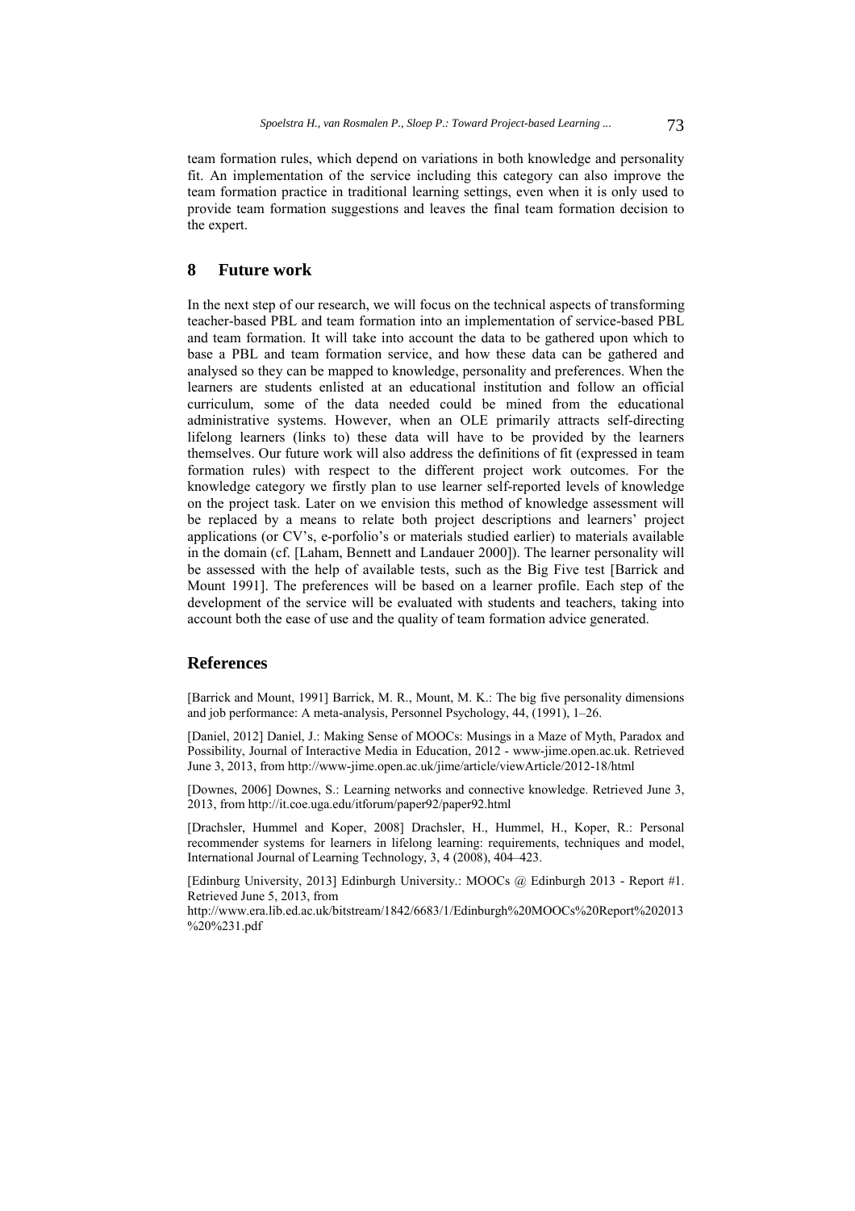team formation rules, which depend on variations in both knowledge and personality fit. An implementation of the service including this category can also improve the team formation practice in traditional learning settings, even when it is only used to provide team formation suggestions and leaves the final team formation decision to the expert.

## 8 Future work

In the next step of our research, we will focus on the technical aspects of transforming teacher-based PBL and team formation into an implementation of service-based PBL and team formation. It will take into account the data to be gathered upon which to base a PBL and team formation service, and how these data can be gathered and analysed so they can be mapped to knowledge, personality and preferences. When the learners are students enlisted at an educational institution and follow an official curriculum, some of the data needed could be mined from the educational administrative systems. However, when an OLE primarily attracts self-directing lifelong learners (links to) these data will have to be provided by the learners themselves. Our future work will also address the definitions of fit (expressed in team formation rules) with respect to the different project work outcomes. For the knowledge category we firstly plan to use learner self-reported levels of knowledge on the project task. Later on we envision this method of knowledge assessment will be replaced by a means to relate both project descriptions and learners' project applications (or CV's, e-porfolio's or materials studied earlier) to materials available in the domain (cf. [Laham, Bennett and Landauer 2000]). The learner personality will be assessed with the help of available tests, such as the Big Five test [Barrick and Mount 1991]. The preferences will be based on a learner profile. Each step of the development of the service will be evaluated with students and teachers, taking into account both the ease of use and the quality of team formation advice generated.

## References

[Barrick and Mount, 1991] Barrick, M. R., Mount, M. K.: The big five personality dimensions and job performance: A meta-analysis, Personnel Psychology, 44, (1991), 1–26.

[Daniel, 2012] Daniel, J.: Making Sense of MOOCs: Musings in a Maze of Myth, Paradox and Possibility, Journal of Interactive Media in Education, 2012 - www-jime.open.ac.uk. Retrieved June 3, 2013, from http://www-jime.open.ac.uk/jime/article/viewArticle/2012-18/html

[Downes, 2006] Downes, S.: Learning networks and connective knowledge. Retrieved June 3, 2013, from http://it.coe.uga.edu/itforum/paper92/paper92.html

[Drachsler, Hummel and Koper, 2008] Drachsler, H., Hummel, H., Koper, R.: Personal recommender systems for learners in lifelong learning: requirements, techniques and model, International Journal of Learning Technology, 3, 4 (2008), 404–423.

[Edinburg University, 2013] Edinburgh University.: MOOCs @ Edinburgh 2013 - Report #1. Retrieved June 5, 2013, from http://www.era.lib.ed.ac.uk/bitstream/1842/6683/1/Edinburgh%20MOOCs%20Report%202013%20%231.pdf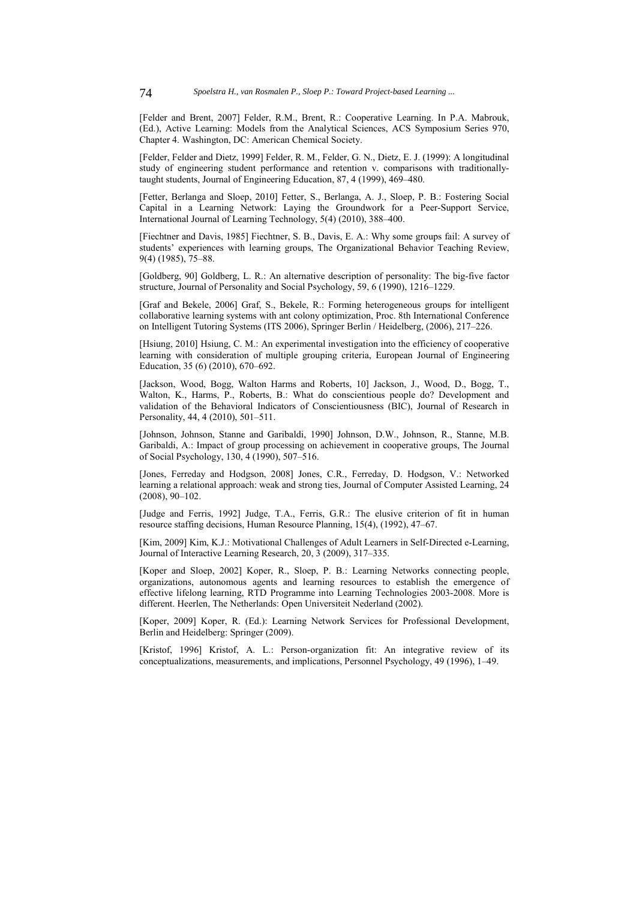[Felder and Brent, 2007] Felder, R.M., Brent, R.: Cooperative Learning. In P.A. Mabrouk, (Ed.), Active Learning: Models from the Analytical Sciences, ACS Symposium Series 970, Chapter 4. Washington, DC: American Chemical Society.

[Felder, Felder and Dietz, 1999] Felder, R. M., Felder, G. N., Dietz, E. J. (1999): A longitudinal study of engineering student performance and retention v. comparisons with traditionally-taught students, Journal of Engineering Education, 87, 4 (1999), 469–480.

[Fetter, Berlanga and Sloep, 2010] Fetter, S., Berlanga, A. J., Sloep, P. B.: Fostering Social Capital in a Learning Network: Laying the Groundwork for a Peer-Support Service, International Journal of Learning Technology, 5(4) (2010), 388–400.

[Fiechtner and Davis, 1985] Fiechtner, S. B., Davis, E. A.: Why some groups fail: A survey of students' experiences with learning groups, The Organizational Behavior Teaching Review, 9(4) (1985), 75–88.

[Goldberg, 90] Goldberg, L. R.: An alternative description of personality: The big-five factor structure, Journal of Personality and Social Psychology, 59, 6 (1990), 1216–1229.

[Graf and Bekele, 2006] Graf, S., Bekele, R.: Forming heterogeneous groups for intelligent collaborative learning systems with ant colony optimization, Proc. 8th International Conference on Intelligent Tutoring Systems (ITS 2006), Springer Berlin / Heidelberg, (2006), 217–226.

[Hsiung, 2010] Hsiung, C. M.: An experimental investigation into the efficiency of cooperative learning with consideration of multiple grouping criteria, European Journal of Engineering Education, 35 (6) (2010), 670–692.

[Jackson, Wood, Bogg, Walton Harms and Roberts, 10] Jackson, J., Wood, D., Bogg, T., Walton, K., Harms, P., Roberts, B.: What do conscientious people do? Development and validation of the Behavioral Indicators of Conscientiousness (BIC), Journal of Research in Personality, 44, 4 (2010), 501–511.

[Johnson, Johnson, Stanne and Garibaldi, 1990] Johnson, D.W., Johnson, R., Stanne, M.B. Garibaldi, A.: Impact of group processing on achievement in cooperative groups, The Journal of Social Psychology, 130, 4 (1990), 507–516.

[Jones, Ferreday and Hodgson, 2008] Jones, C.R., Ferreday, D. Hodgson, V.: Networked learning a relational approach: weak and strong ties, Journal of Computer Assisted Learning, 24 (2008), 90–102.

[Judge and Ferris, 1992] Judge, T.A., Ferris, G.R.: The elusive criterion of fit in human resource staffing decisions, Human Resource Planning, 15(4), (1992), 47–67.

[Kim, 2009] Kim, K.J.: Motivational Challenges of Adult Learners in Self-Directed e-Learning, Journal of Interactive Learning Research, 20, 3 (2009), 317–335.

[Koper and Sloep, 2002] Koper, R., Sloep, P. B.: Learning Networks connecting people, organizations, autonomous agents and learning resources to establish the emergence of effective lifelong learning, RTD Programme into Learning Technologies 2003-2008. More is different. Heerlen, The Netherlands: Open Universiteit Nederland (2002).

[Koper, 2009] Koper, R. (Ed.): Learning Network Services for Professional Development, Berlin and Heidelberg: Springer (2009).

[Kristof, 1996] Kristof, A. L.: Person-organization fit: An integrative review of its conceptualizations, measurements, and implications, Personnel Psychology, 49 (1996), 1–49.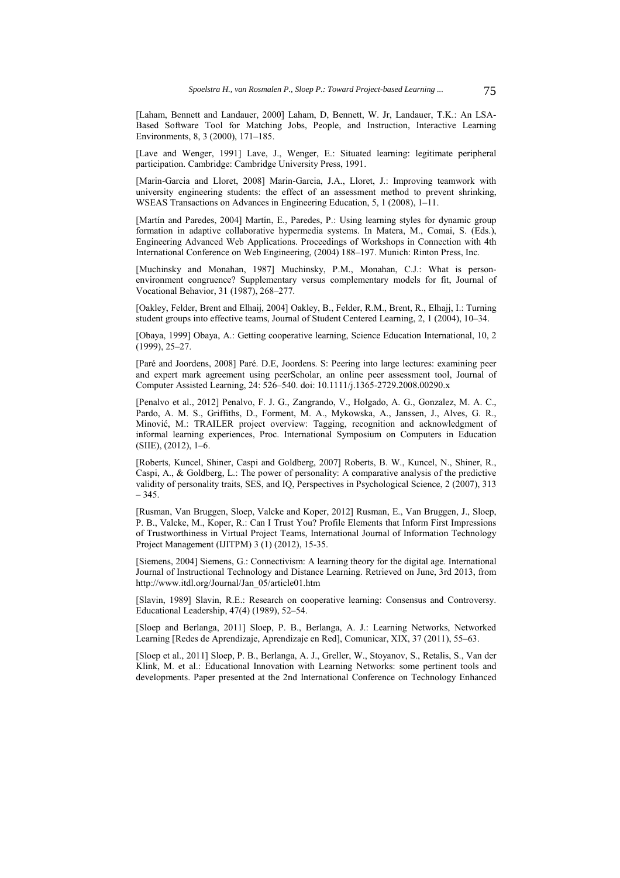[Laham, Bennett and Landauer, 2000] Laham, D, Bennett, W. Jr, Landauer, T.K.: An LSA-Based Software Tool for Matching Jobs, People, and Instruction, Interactive Learning Environments, 8, 3 (2000), 171–185.

[Lave and Wenger, 1991] Lave, J., Wenger, E.: Situated learning: legitimate peripheral participation. Cambridge: Cambridge University Press, 1991.

[Marin-Garcia and Lloret, 2008] Marin-Garcia, J.A., Lloret, J.: Improving teamwork with university engineering students: the effect of an assessment method to prevent shrinking, WSEAS Transactions on Advances in Engineering Education, 5, 1 (2008), 1–11.

[Martín and Paredes, 2004] Martín, E., Paredes, P.: Using learning styles for dynamic group formation in adaptive collaborative hypermedia systems. In Matera, M., Comai, S. (Eds.), Engineering Advanced Web Applications. Proceedings of Workshops in Connection with 4th International Conference on Web Engineering, (2004) 188–197. Munich: Rinton Press, Inc.

[Muchinsky and Monahan, 1987] Muchinsky, P.M., Monahan, C.J.: What is person-environment congruence? Supplementary versus complementary models for fit, Journal of Vocational Behavior, 31 (1987), 268–277.

[Oakley, Felder, Brent and Elhaij, 2004] Oakley, B., Felder, R.M., Brent, R., Elhajj, I.: Turning student groups into effective teams, Journal of Student Centered Learning, 2, 1 (2004), 10–34.

[Obaya, 1999] Obaya, A.: Getting cooperative learning, Science Education International, 10, 2 (1999), 25–27.

[Paré and Joordens, 2008] Paré. D.E, Joordens. S: Peering into large lectures: examining peer and expert mark agreement using peerScholar, an online peer assessment tool, Journal of Computer Assisted Learning, 24: 526–540. doi: 10.1111/j.1365-2729.2008.00290.x

[Penalvo et al., 2012] Penalvo, F. J. G., Zangrando, V., Holgado, A. G., Gonzalez, M. A. C., Pardo, A. M. S., Griffiths, D., Forment, M. A., Mykowska, A., Janssen, J., Alves, G. R., Minović, M.: TRAILER project overview: Tagging, recognition and acknowledgment of informal learning experiences, Proc. International Symposium on Computers in Education (SIIE), (2012), 1–6.

[Roberts, Kuncel, Shiner, Caspi and Goldberg, 2007] Roberts, B. W., Kuncel, N., Shiner, R., Caspi, A., & Goldberg, L.: The power of personality: A comparative analysis of the predictive validity of personality traits, SES, and IQ, Perspectives in Psychological Science, 2 (2007), 313 – 345.

[Rusman, Van Bruggen, Sloep, Valcke and Koper, 2012] Rusman, E., Van Bruggen, J., Sloep, P. B., Valcke, M., Koper, R.: Can I Trust You? Profile Elements that Inform First Impressions of Trustworthiness in Virtual Project Teams, International Journal of Information Technology Project Management (IJITPM) 3 (1) (2012), 15-35.

[Siemens, 2004] Siemens, G.: Connectivism: A learning theory for the digital age. International Journal of Instructional Technology and Distance Learning. Retrieved on June, 3rd 2013, from http://www.itdl.org/Journal/Jan_05/article01.htm

[Slavin, 1989] Slavin, R.E.: Research on cooperative learning: Consensus and Controversy. Educational Leadership, 47(4) (1989), 52–54.

[Sloep and Berlanga, 2011] Sloep, P. B., Berlanga, A. J.: Learning Networks, Networked Learning [Redes de Aprendizaje, Aprendizaje en Red], Comunicar, XIX, 37 (2011), 55–63.

[Sloep et al., 2011] Sloep, P. B., Berlanga, A. J., Greller, W., Stoyanov, S., Retalis, S., Van der Klink, M. et al.: Educational Innovation with Learning Networks: some pertinent tools and developments. Paper presented at the 2nd International Conference on Technology Enhanced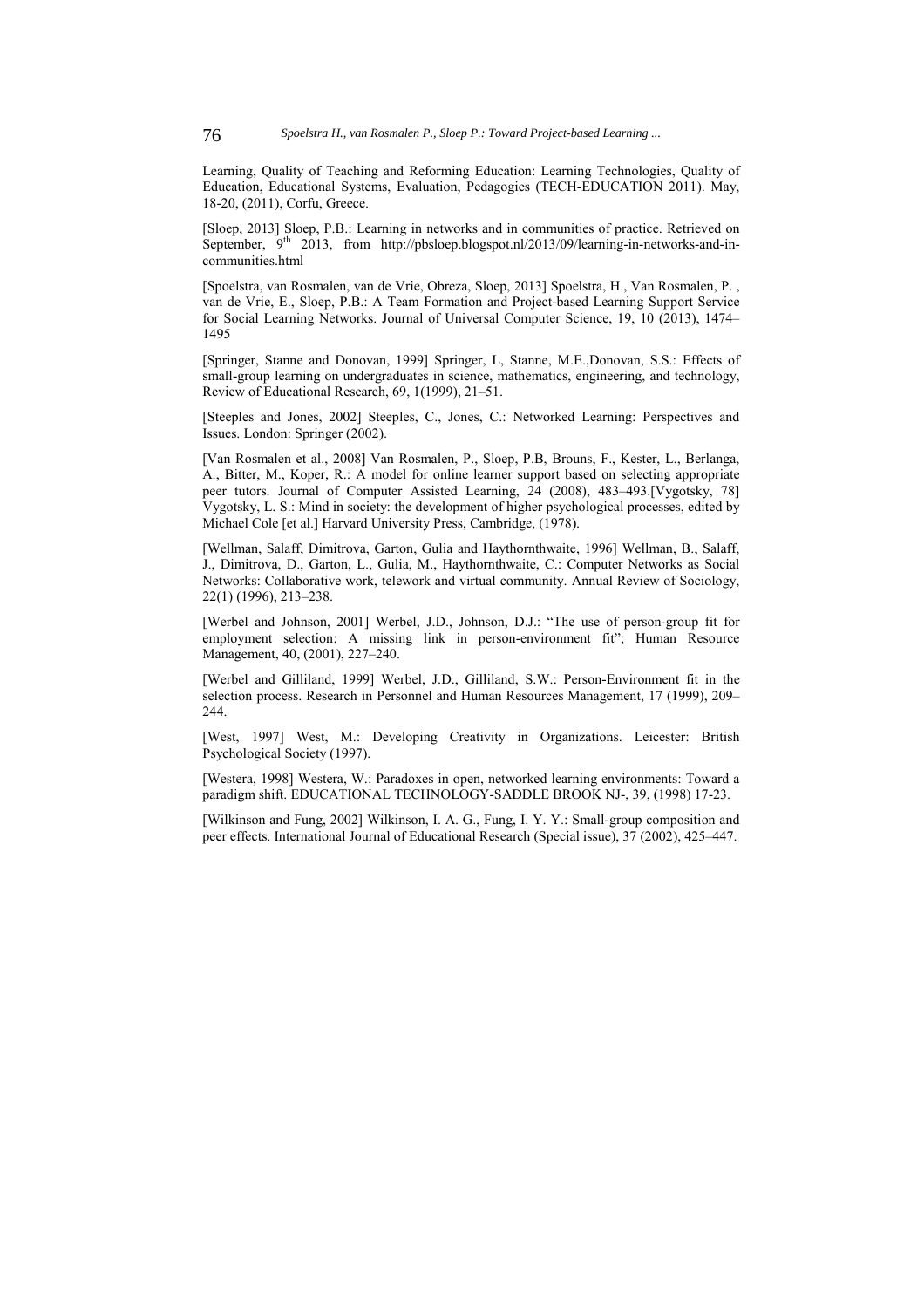Learning, Quality of Teaching and Reforming Education: Learning Technologies, Quality of Education, Educational Systems, Evaluation, Pedagogies (TECH-EDUCATION 2011). May, 18-20, (2011), Corfu, Greece.

[Sloep, 2013] Sloep, P.B.: Learning in networks and in communities of practice. Retrieved on September, 9th 2013, from http://pbsloep.blogspot.nl/2013/09/learning-in-networks-and-in-communities.html

[Spoelstra, van Rosmalen, van de Vrie, Obreza, Sloep, 2013] Spoelstra, H., Van Rosmalen, P. , van de Vrie, E., Sloep, P.B.: A Team Formation and Project-based Learning Support Service for Social Learning Networks. Journal of Universal Computer Science, 19, 10 (2013), 1474–1495

[Springer, Stanne and Donovan, 1999] Springer, L, Stanne, M.E.,Donovan, S.S.: Effects of small-group learning on undergraduates in science, mathematics, engineering, and technology, Review of Educational Research, 69, 1(1999), 21–51.

[Steeples and Jones, 2002] Steeples, C., Jones, C.: Networked Learning: Perspectives and Issues. London: Springer (2002).

[Van Rosmalen et al., 2008] Van Rosmalen, P., Sloep, P.B, Brouns, F., Kester, L., Berlanga, A., Bitter, M., Koper, R.: A model for online learner support based on selecting appropriate peer tutors. Journal of Computer Assisted Learning, 24 (2008), 483–493.[Vygotsky, 78] Vygotsky, L. S.: Mind in society: the development of higher psychological processes, edited by Michael Cole [et al.] Harvard University Press, Cambridge, (1978).

[Wellman, Salaff, Dimitrova, Garton, Gulia and Haythornthwaite, 1996] Wellman, B., Salaff, J., Dimitrova, D., Garton, L., Gulia, M., Haythornthwaite, C.: Computer Networks as Social Networks: Collaborative work, telework and virtual community. Annual Review of Sociology, 22(1) (1996), 213–238.

[Werbel and Johnson, 2001] Werbel, J.D., Johnson, D.J.: "The use of person-group fit for employment selection: A missing link in person-environment fit"; Human Resource Management, 40, (2001), 227–240.

[Werbel and Gilliland, 1999] Werbel, J.D., Gilliland, S.W.: Person-Environment fit in the selection process. Research in Personnel and Human Resources Management, 17 (1999), 209–244.

[West, 1997] West, M.: Developing Creativity in Organizations. Leicester: British Psychological Society (1997).

[Westera, 1998] Westera, W.: Paradoxes in open, networked learning environments: Toward a paradigm shift. EDUCATIONAL TECHNOLOGY-SADDLE BROOK NJ-, 39, (1998) 17-23.

[Wilkinson and Fung, 2002] Wilkinson, I. A. G., Fung, I. Y. Y.: Small-group composition and peer effects. International Journal of Educational Research (Special issue), 37 (2002), 425–447.